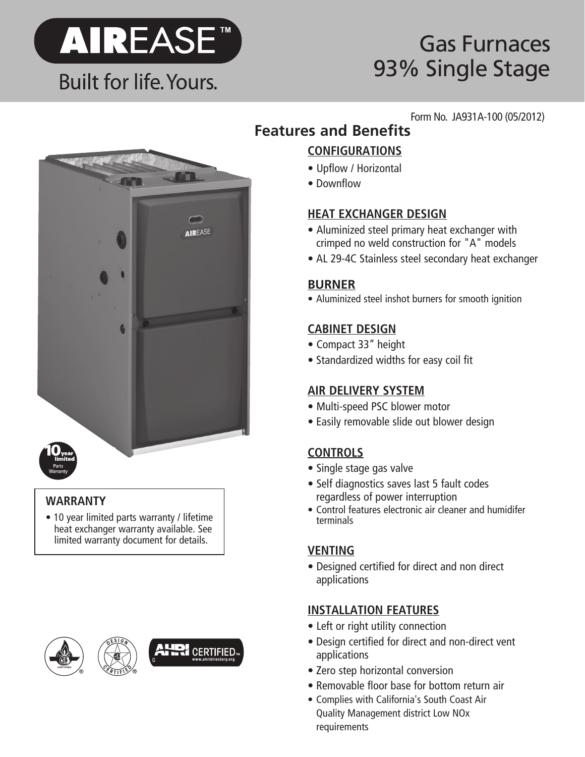# AIREASE™

Built for life. Yours.

# Gas Furnaces 93% Single Stage

Form No. JA931A-100 (05/2012)

## Features and Benefits

### CONFIGURATIONS

- Upflow / Horizontal
- Downflow

### HEAT EXCHANGER DESIGN

- Aluminized steel primary heat exchanger with crimped no weld construction for "A" models
- AL 29-4C Stainless steel secondary heat exchanger

### BURNER

- Aluminized steel inshot burners for smooth ignition

### CABINET DESIGN

- Compact 33" height
- Standardized widths for easy coil fit

### AIR DELIVERY SYSTEM

- Multi-speed PSC blower motor
- Easily removable slide out blower design

### CONTROLS

- Single stage gas valve
- Self diagnostics saves last 5 fault codes regardless of power interruption
- Control features electronic air cleaner and humidifer terminals

### VENTING

- Designed certified for direct and non direct applications

### INSTALLATION FEATURES

- Left or right utility connection
- Design certified for direct and non-direct vent applications
- Zero step horizontal conversion
- Removable floor base for bottom return air
- Complies with California's South Coast Air Quality Management district Low NOx requirements

10 year limited Parts Warranty

### WARRANTY

- 10 year limited parts warranty / lifetime heat exchanger warranty available. See limited warranty document for details.

AHRI CERTIFIED™ www.ahridirectory.org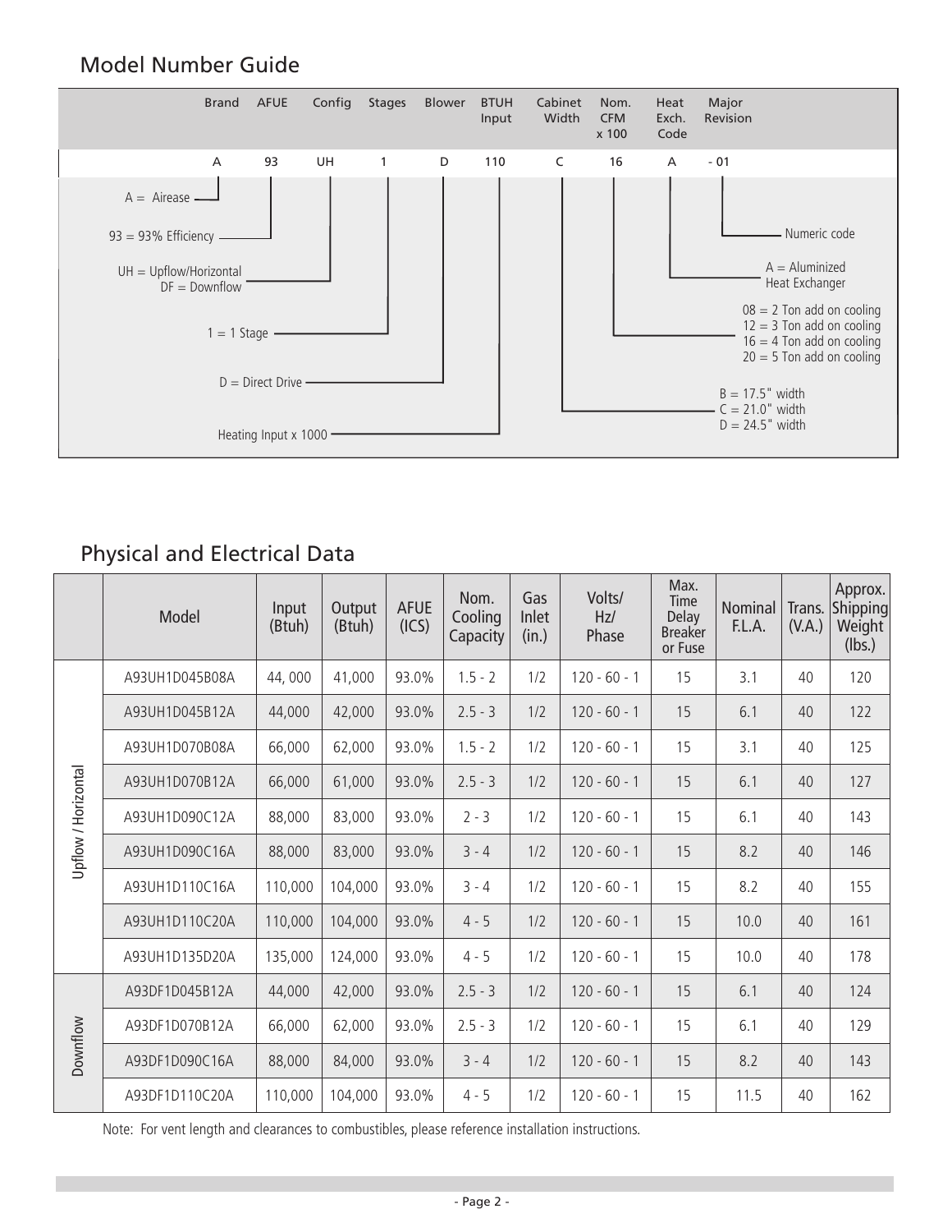## Model Number Guide

| Brand | AFUE | Config | Stages | Blower | BTUH Input | Cabinet Width | Nom. CFM x 100 | Heat Exch. Code | Major Revision |
|---|---|---|---|---|---|---|---|---|---|
| A | 93 | UH | 1 | D | 110 | C | 16 | A | - 01 |

- A = Airease
- 93 = 93% Efficiency
- UH = Upflow/Horizontal, DF = Downflow
- 1 = 1 Stage
- D = Direct Drive
- Heating Input x 1000
- B = 17.5" width, C = 21.0" width, D = 24.5" width
- 08 = 2 Ton add on cooling, 12 = 3 Ton add on cooling, 16 = 4 Ton add on cooling, 20 = 5 Ton add on cooling
- A = Aluminized Heat Exchanger
- Numeric code

## Physical and Electrical Data

| | Model | Input (Btuh) | Output (Btuh) | AFUE (ICS) | Nom. Cooling Capacity | Gas Inlet (in.) | Volts/ Hz/ Phase | Max. Time Delay Breaker or Fuse | Nominal F.L.A. | Trans. (V.A.) | Approx. Shipping Weight (lbs.) |
|---|---|---|---|---|---|---|---|---|---|---|---|
| Upflow / Horizontal | A93UH1D045B08A | 44, 000 | 41,000 | 93.0% | 1.5 - 2 | 1/2 | 120 - 60 - 1 | 15 | 3.1 | 40 | 120 |
| | A93UH1D045B12A | 44,000 | 42,000 | 93.0% | 2.5 - 3 | 1/2 | 120 - 60 - 1 | 15 | 6.1 | 40 | 122 |
| | A93UH1D070B08A | 66,000 | 62,000 | 93.0% | 1.5 - 2 | 1/2 | 120 - 60 - 1 | 15 | 3.1 | 40 | 125 |
| | A93UH1D070B12A | 66,000 | 61,000 | 93.0% | 2.5 - 3 | 1/2 | 120 - 60 - 1 | 15 | 6.1 | 40 | 127 |
| | A93UH1D090C12A | 88,000 | 83,000 | 93.0% | 2 - 3 | 1/2 | 120 - 60 - 1 | 15 | 6.1 | 40 | 143 |
| | A93UH1D090C16A | 88,000 | 83,000 | 93.0% | 3 - 4 | 1/2 | 120 - 60 - 1 | 15 | 8.2 | 40 | 146 |
| | A93UH1D110C16A | 110,000 | 104,000 | 93.0% | 3 - 4 | 1/2 | 120 - 60 - 1 | 15 | 8.2 | 40 | 155 |
| | A93UH1D110C20A | 110,000 | 104,000 | 93.0% | 4 - 5 | 1/2 | 120 - 60 - 1 | 15 | 10.0 | 40 | 161 |
| | A93UH1D135D20A | 135,000 | 124,000 | 93.0% | 4 - 5 | 1/2 | 120 - 60 - 1 | 15 | 10.0 | 40 | 178 |
| Downflow | A93DF1D045B12A | 44,000 | 42,000 | 93.0% | 2.5 - 3 | 1/2 | 120 - 60 - 1 | 15 | 6.1 | 40 | 124 |
| | A93DF1D070B12A | 66,000 | 62,000 | 93.0% | 2.5 - 3 | 1/2 | 120 - 60 - 1 | 15 | 6.1 | 40 | 129 |
| | A93DF1D090C16A | 88,000 | 84,000 | 93.0% | 3 - 4 | 1/2 | 120 - 60 - 1 | 15 | 8.2 | 40 | 143 |
| | A93DF1D110C20A | 110,000 | 104,000 | 93.0% | 4 - 5 | 1/2 | 120 - 60 - 1 | 15 | 11.5 | 40 | 162 |

Note: For vent length and clearances to combustibles, please reference installation instructions.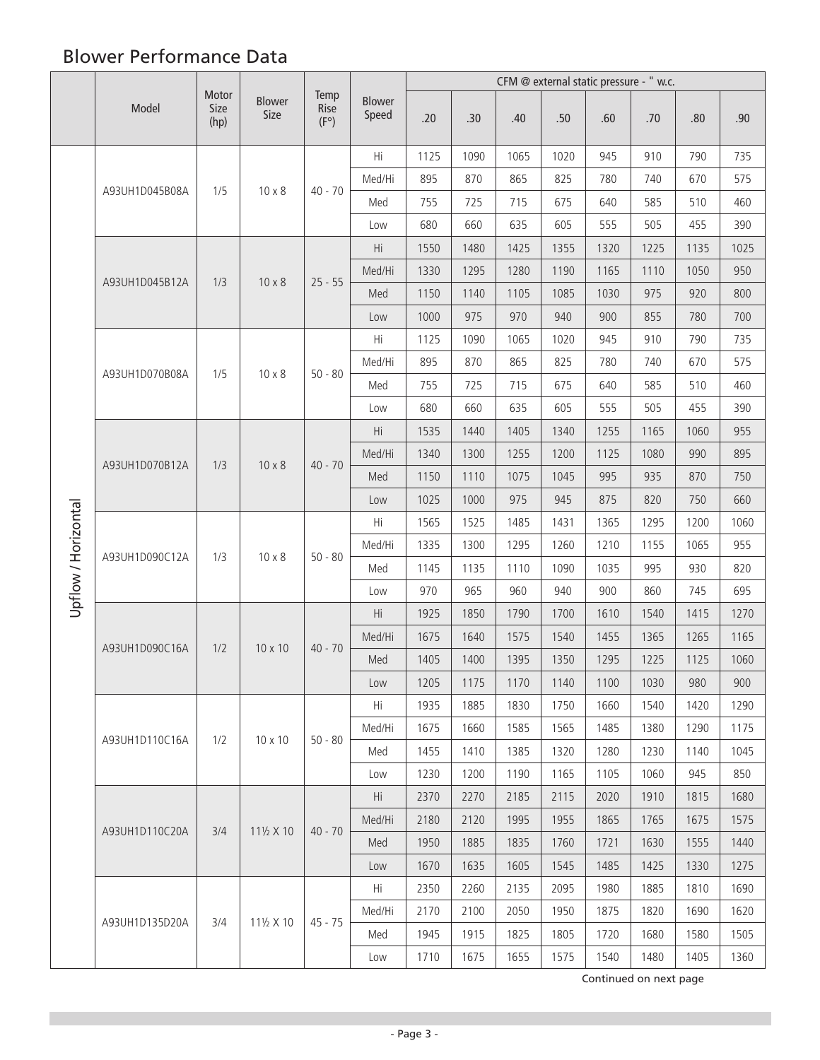## Blower Performance Data

| | Model | Motor Size (hp) | Blower Size | Temp Rise (F°) | Blower Speed | CFM @ external static pressure - " w.c. | | | | | | | |
|---|---|---|---|---|---|---|---|---|---|---|---|---|---|
| | | | | | | .20 | .30 | .40 | .50 | .60 | .70 | .80 | .90 |
| Upflow / Horizontal | A93UH1D045B08A | 1/5 | 10 x 8 | 40 - 70 | Hi | 1125 | 1090 | 1065 | 1020 | 945 | 910 | 790 | 735 |
| | | | | | Med/Hi | 895 | 870 | 865 | 825 | 780 | 740 | 670 | 575 |
| | | | | | Med | 755 | 725 | 715 | 675 | 640 | 585 | 510 | 460 |
| | | | | | Low | 680 | 660 | 635 | 605 | 555 | 505 | 455 | 390 |
| | A93UH1D045B12A | 1/3 | 10 x 8 | 25 - 55 | Hi | 1550 | 1480 | 1425 | 1355 | 1320 | 1225 | 1135 | 1025 |
| | | | | | Med/Hi | 1330 | 1295 | 1280 | 1190 | 1165 | 1110 | 1050 | 950 |
| | | | | | Med | 1150 | 1140 | 1105 | 1085 | 1030 | 975 | 920 | 800 |
| | | | | | Low | 1000 | 975 | 970 | 940 | 900 | 855 | 780 | 700 |
| | A93UH1D070B08A | 1/5 | 10 x 8 | 50 - 80 | Hi | 1125 | 1090 | 1065 | 1020 | 945 | 910 | 790 | 735 |
| | | | | | Med/Hi | 895 | 870 | 865 | 825 | 780 | 740 | 670 | 575 |
| | | | | | Med | 755 | 725 | 715 | 675 | 640 | 585 | 510 | 460 |
| | | | | | Low | 680 | 660 | 635 | 605 | 555 | 505 | 455 | 390 |
| | A93UH1D070B12A | 1/3 | 10 x 8 | 40 - 70 | Hi | 1535 | 1440 | 1405 | 1340 | 1255 | 1165 | 1060 | 955 |
| | | | | | Med/Hi | 1340 | 1300 | 1255 | 1200 | 1125 | 1080 | 990 | 895 |
| | | | | | Med | 1150 | 1110 | 1075 | 1045 | 995 | 935 | 870 | 750 |
| | | | | | Low | 1025 | 1000 | 975 | 945 | 875 | 820 | 750 | 660 |
| | A93UH1D090C12A | 1/3 | 10 x 8 | 50 - 80 | Hi | 1565 | 1525 | 1485 | 1431 | 1365 | 1295 | 1200 | 1060 |
| | | | | | Med/Hi | 1335 | 1300 | 1295 | 1260 | 1210 | 1155 | 1065 | 955 |
| | | | | | Med | 1145 | 1135 | 1110 | 1090 | 1035 | 995 | 930 | 820 |
| | | | | | Low | 970 | 965 | 960 | 940 | 900 | 860 | 745 | 695 |
| | A93UH1D090C16A | 1/2 | 10 x 10 | 40 - 70 | Hi | 1925 | 1850 | 1790 | 1700 | 1610 | 1540 | 1415 | 1270 |
| | | | | | Med/Hi | 1675 | 1640 | 1575 | 1540 | 1455 | 1365 | 1265 | 1165 |
| | | | | | Med | 1405 | 1400 | 1395 | 1350 | 1295 | 1225 | 1125 | 1060 |
| | | | | | Low | 1205 | 1175 | 1170 | 1140 | 1100 | 1030 | 980 | 900 |
| | A93UH1D110C16A | 1/2 | 10 x 10 | 50 - 80 | Hi | 1935 | 1885 | 1830 | 1750 | 1660 | 1540 | 1420 | 1290 |
| | | | | | Med/Hi | 1675 | 1660 | 1585 | 1565 | 1485 | 1380 | 1290 | 1175 |
| | | | | | Med | 1455 | 1410 | 1385 | 1320 | 1280 | 1230 | 1140 | 1045 |
| | | | | | Low | 1230 | 1200 | 1190 | 1165 | 1105 | 1060 | 945 | 850 |
| | A93UH1D110C20A | 3/4 | 11½ X 10 | 40 - 70 | Hi | 2370 | 2270 | 2185 | 2115 | 2020 | 1910 | 1815 | 1680 |
| | | | | | Med/Hi | 2180 | 2120 | 1995 | 1955 | 1865 | 1765 | 1675 | 1575 |
| | | | | | Med | 1950 | 1885 | 1835 | 1760 | 1721 | 1630 | 1555 | 1440 |
| | | | | | Low | 1670 | 1635 | 1605 | 1545 | 1485 | 1425 | 1330 | 1275 |
| | A93UH1D135D20A | 3/4 | 11½ X 10 | 45 - 75 | Hi | 2350 | 2260 | 2135 | 2095 | 1980 | 1885 | 1810 | 1690 |
| | | | | | Med/Hi | 2170 | 2100 | 2050 | 1950 | 1875 | 1820 | 1690 | 1620 |
| | | | | | Med | 1945 | 1915 | 1825 | 1805 | 1720 | 1680 | 1580 | 1505 |
| | | | | | Low | 1710 | 1675 | 1655 | 1575 | 1540 | 1480 | 1405 | 1360 |

Continued on next page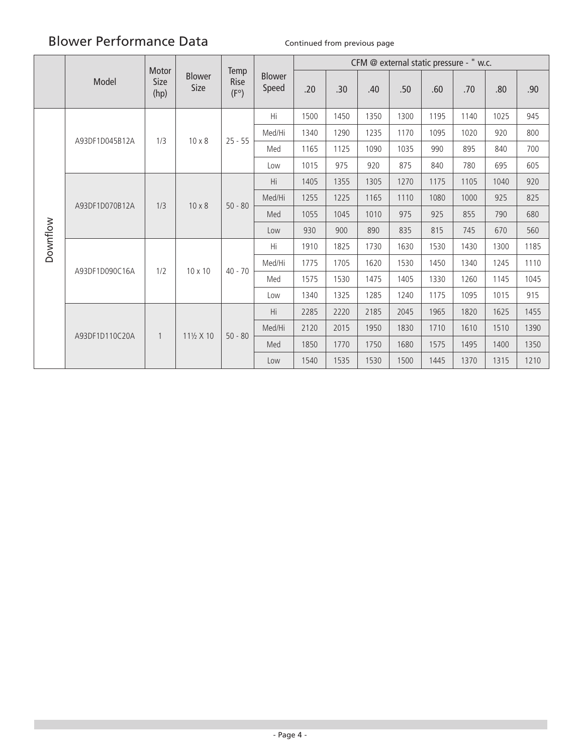## Blower Performance Data

Continued from previous page

| | Model | Motor Size (hp) | Blower Size | Temp Rise (F°) | Blower Speed | CFM @ external static pressure - " w.c. | | | | | | | |
|---|---|---|---|---|---|---|---|---|---|---|---|---|---|
| | | | | | | .20 | .30 | .40 | .50 | .60 | .70 | .80 | .90 |
| Downflow | A93DF1D045B12A | 1/3 | 10 x 8 | 25 - 55 | Hi | 1500 | 1450 | 1350 | 1300 | 1195 | 1140 | 1025 | 945 |
| | | | | | Med/Hi | 1340 | 1290 | 1235 | 1170 | 1095 | 1020 | 920 | 800 |
| | | | | | Med | 1165 | 1125 | 1090 | 1035 | 990 | 895 | 840 | 700 |
| | | | | | Low | 1015 | 975 | 920 | 875 | 840 | 780 | 695 | 605 |
| | A93DF1D070B12A | 1/3 | 10 x 8 | 50 - 80 | Hi | 1405 | 1355 | 1305 | 1270 | 1175 | 1105 | 1040 | 920 |
| | | | | | Med/Hi | 1255 | 1225 | 1165 | 1110 | 1080 | 1000 | 925 | 825 |
| | | | | | Med | 1055 | 1045 | 1010 | 975 | 925 | 855 | 790 | 680 |
| | | | | | Low | 930 | 900 | 890 | 835 | 815 | 745 | 670 | 560 |
| | A93DF1D090C16A | 1/2 | 10 x 10 | 40 - 70 | Hi | 1910 | 1825 | 1730 | 1630 | 1530 | 1430 | 1300 | 1185 |
| | | | | | Med/Hi | 1775 | 1705 | 1620 | 1530 | 1450 | 1340 | 1245 | 1110 |
| | | | | | Med | 1575 | 1530 | 1475 | 1405 | 1330 | 1260 | 1145 | 1045 |
| | | | | | Low | 1340 | 1325 | 1285 | 1240 | 1175 | 1095 | 1015 | 915 |
| | A93DF1D110C20A | 1 | 11½ X 10 | 50 - 80 | Hi | 2285 | 2220 | 2185 | 2045 | 1965 | 1820 | 1625 | 1455 |
| | | | | | Med/Hi | 2120 | 2015 | 1950 | 1830 | 1710 | 1610 | 1510 | 1390 |
| | | | | | Med | 1850 | 1770 | 1750 | 1680 | 1575 | 1495 | 1400 | 1350 |
| | | | | | Low | 1540 | 1535 | 1530 | 1500 | 1445 | 1370 | 1315 | 1210 |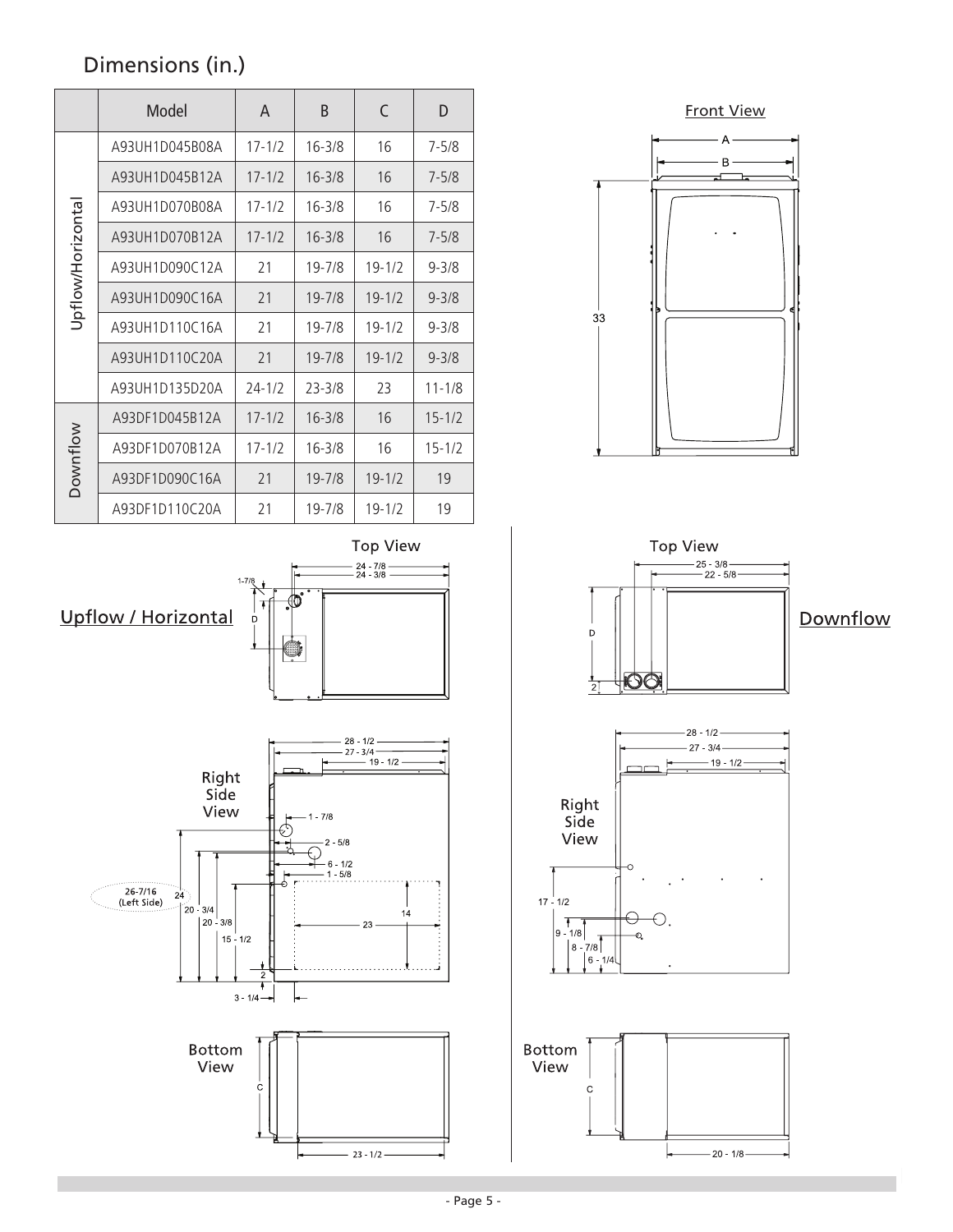# Dimensions (in.)

| | Model | A | B | C | D |
|---|---|---|---|---|---|
| Upflow/Horizontal | A93UH1D045B08A | 17-1/2 | 16-3/8 | 16 | 7-5/8 |
| | A93UH1D045B12A | 17-1/2 | 16-3/8 | 16 | 7-5/8 |
| | A93UH1D070B08A | 17-1/2 | 16-3/8 | 16 | 7-5/8 |
| | A93UH1D070B12A | 17-1/2 | 16-3/8 | 16 | 7-5/8 |
| | A93UH1D090C12A | 21 | 19-7/8 | 19-1/2 | 9-3/8 |
| | A93UH1D090C16A | 21 | 19-7/8 | 19-1/2 | 9-3/8 |
| | A93UH1D110C16A | 21 | 19-7/8 | 19-1/2 | 9-3/8 |
| | A93UH1D110C20A | 21 | 19-7/8 | 19-1/2 | 9-3/8 |
| | A93UH1D135D20A | 24-1/2 | 23-3/8 | 23 | 11-1/8 |
| Downflow | A93DF1D045B12A | 17-1/2 | 16-3/8 | 16 | 15-1/2 |
| | A93DF1D070B12A | 17-1/2 | 16-3/8 | 16 | 15-1/2 |
| | A93DF1D090C16A | 21 | 19-7/8 | 19-1/2 | 19 |
| | A93DF1D110C20A | 21 | 19-7/8 | 19-1/2 | 19 |

Front View

A, B, 33

## Upflow / Horizontal

Top View

24 - 7/8, 24 - 3/8, 1-7/8, D

Right Side View

28 - 1/2, 27 - 3/4, 19 - 1/2, 1 - 7/8, 2 - 5/8, 6 - 1/2, 1 - 5/8, 26-7/16 (Left Side), 24, 20 - 3/4, 20 - 3/8, 15 - 1/2, 23, 14, 2, 3 - 1/4

Bottom View

C, 23 - 1/2

## Downflow

Top View

25 - 3/8, 22 - 5/8, D, 2

Right Side View

28 - 1/2, 27 - 3/4, 19 - 1/2, 17 - 1/2, 9 - 1/8, 8 - 7/8, 6 - 1/4

Bottom View

C, 20 - 1/8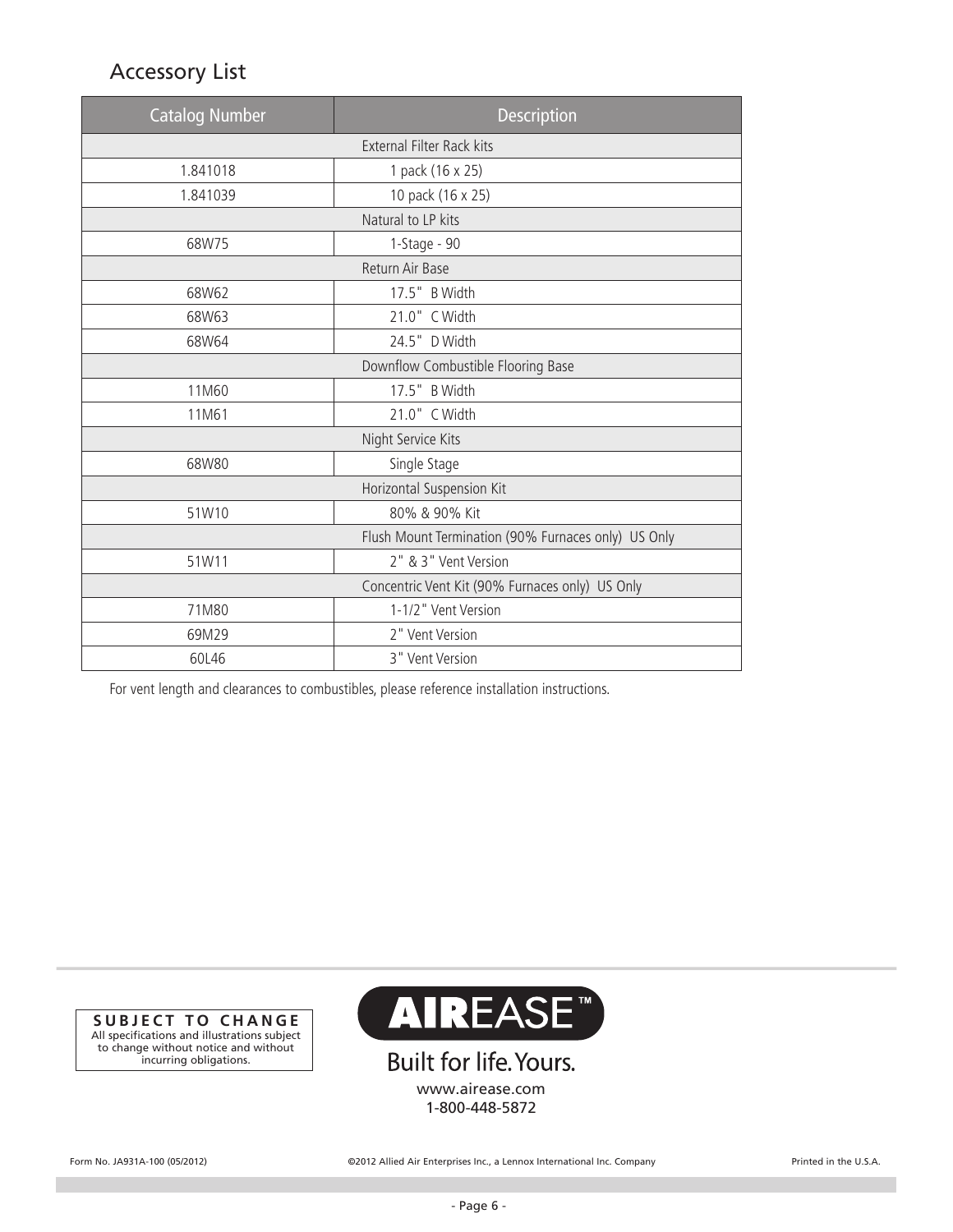## Accessory List

| Catalog Number | Description |
|---|---|
| External Filter Rack kits | |
| 1.841018 | 1 pack (16 x 25) |
| 1.841039 | 10 pack (16 x 25) |
| Natural to LP kits | |
| 68W75 | 1-Stage - 90 |
| Return Air Base | |
| 68W62 | 17.5" B Width |
| 68W63 | 21.0" C Width |
| 68W64 | 24.5" D Width |
| Downflow Combustible Flooring Base | |
| 11M60 | 17.5" B Width |
| 11M61 | 21.0" C Width |
| Night Service Kits | |
| 68W80 | Single Stage |
| Horizontal Suspension Kit | |
| 51W10 | 80% & 90% Kit |
| Flush Mount Termination (90% Furnaces only) US Only | |
| 51W11 | 2" & 3" Vent Version |
| Concentric Vent Kit (90% Furnaces only) US Only | |
| 71M80 | 1-1/2" Vent Version |
| 69M29 | 2" Vent Version |
| 60L46 | 3" Vent Version |

For vent length and clearances to combustibles, please reference installation instructions.

**SUBJECT TO CHANGE**
All specifications and illustrations subject to change without notice and without incurring obligations.

AIREASE™

Built for life. Yours.

www.airease.com
1-800-448-5872

Form No. JA931A-100 (05/2012) ©2012 Allied Air Enterprises Inc., a Lennox International Inc. Company Printed in the U.S.A.